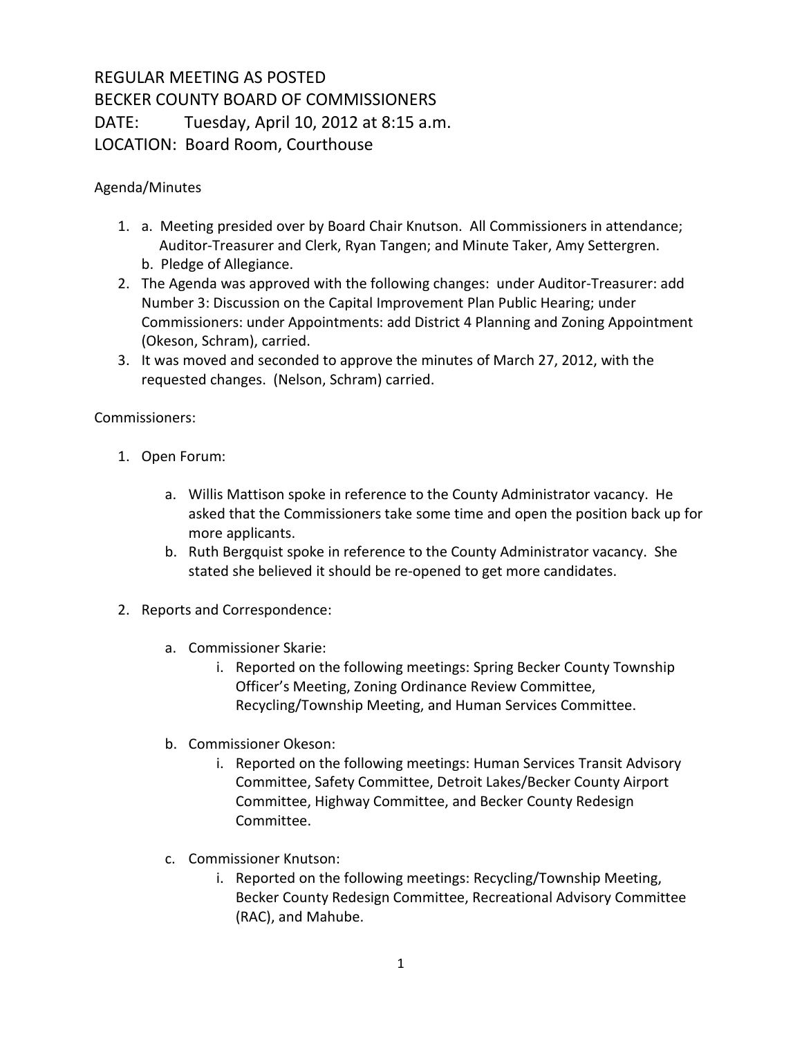# REGULAR MEETING AS POSTED
# BECKER COUNTY BOARD OF COMMISSIONERS
# DATE: Tuesday, April 10, 2012 at 8:15 a.m.
# LOCATION: Board Room, Courthouse

Agenda/Minutes

1. a. Meeting presided over by Board Chair Knutson. All Commissioners in attendance; Auditor-Treasurer and Clerk, Ryan Tangen; and Minute Taker, Amy Settergren.
   b. Pledge of Allegiance.
2. The Agenda was approved with the following changes: under Auditor-Treasurer: add Number 3: Discussion on the Capital Improvement Plan Public Hearing; under Commissioners: under Appointments: add District 4 Planning and Zoning Appointment (Okeson, Schram), carried.
3. It was moved and seconded to approve the minutes of March 27, 2012, with the requested changes. (Nelson, Schram) carried.

Commissioners:

1. Open Forum:

   a. Willis Mattison spoke in reference to the County Administrator vacancy. He asked that the Commissioners take some time and open the position back up for more applicants.
   b. Ruth Bergquist spoke in reference to the County Administrator vacancy. She stated she believed it should be re-opened to get more candidates.

2. Reports and Correspondence:

   a. Commissioner Skarie:
      i. Reported on the following meetings: Spring Becker County Township Officer's Meeting, Zoning Ordinance Review Committee, Recycling/Township Meeting, and Human Services Committee.

   b. Commissioner Okeson:
      i. Reported on the following meetings: Human Services Transit Advisory Committee, Safety Committee, Detroit Lakes/Becker County Airport Committee, Highway Committee, and Becker County Redesign Committee.

   c. Commissioner Knutson:
      i. Reported on the following meetings: Recycling/Township Meeting, Becker County Redesign Committee, Recreational Advisory Committee (RAC), and Mahube.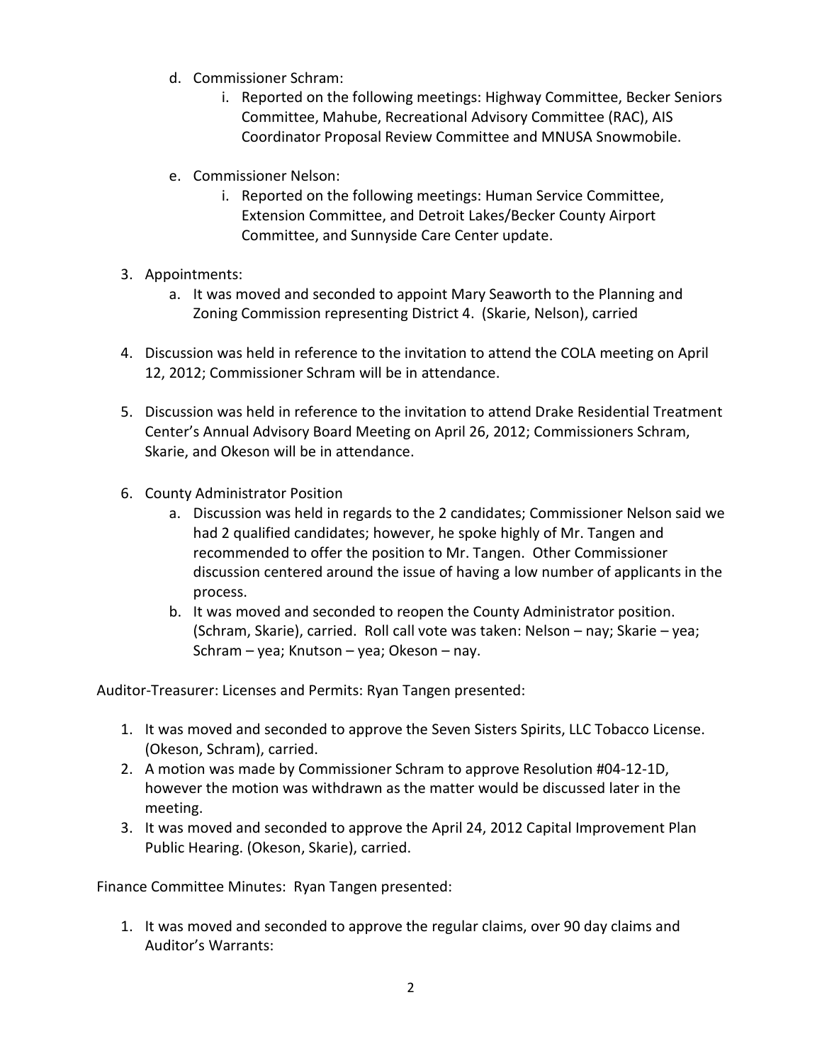d. Commissioner Schram:
   i. Reported on the following meetings: Highway Committee, Becker Seniors Committee, Mahube, Recreational Advisory Committee (RAC), AIS Coordinator Proposal Review Committee and MNUSA Snowmobile.

e. Commissioner Nelson:
   i. Reported on the following meetings: Human Service Committee, Extension Committee, and Detroit Lakes/Becker County Airport Committee, and Sunnyside Care Center update.

3. Appointments:
   a. It was moved and seconded to appoint Mary Seaworth to the Planning and Zoning Commission representing District 4. (Skarie, Nelson), carried

4. Discussion was held in reference to the invitation to attend the COLA meeting on April 12, 2012; Commissioner Schram will be in attendance.

5. Discussion was held in reference to the invitation to attend Drake Residential Treatment Center's Annual Advisory Board Meeting on April 26, 2012; Commissioners Schram, Skarie, and Okeson will be in attendance.

6. County Administrator Position
   a. Discussion was held in regards to the 2 candidates; Commissioner Nelson said we had 2 qualified candidates; however, he spoke highly of Mr. Tangen and recommended to offer the position to Mr. Tangen. Other Commissioner discussion centered around the issue of having a low number of applicants in the process.
   b. It was moved and seconded to reopen the County Administrator position. (Schram, Skarie), carried. Roll call vote was taken: Nelson – nay; Skarie – yea; Schram – yea; Knutson – yea; Okeson – nay.

Auditor-Treasurer: Licenses and Permits: Ryan Tangen presented:

1. It was moved and seconded to approve the Seven Sisters Spirits, LLC Tobacco License. (Okeson, Schram), carried.
2. A motion was made by Commissioner Schram to approve Resolution #04-12-1D, however the motion was withdrawn as the matter would be discussed later in the meeting.
3. It was moved and seconded to approve the April 24, 2012 Capital Improvement Plan Public Hearing. (Okeson, Skarie), carried.

Finance Committee Minutes: Ryan Tangen presented:

1. It was moved and seconded to approve the regular claims, over 90 day claims and Auditor's Warrants: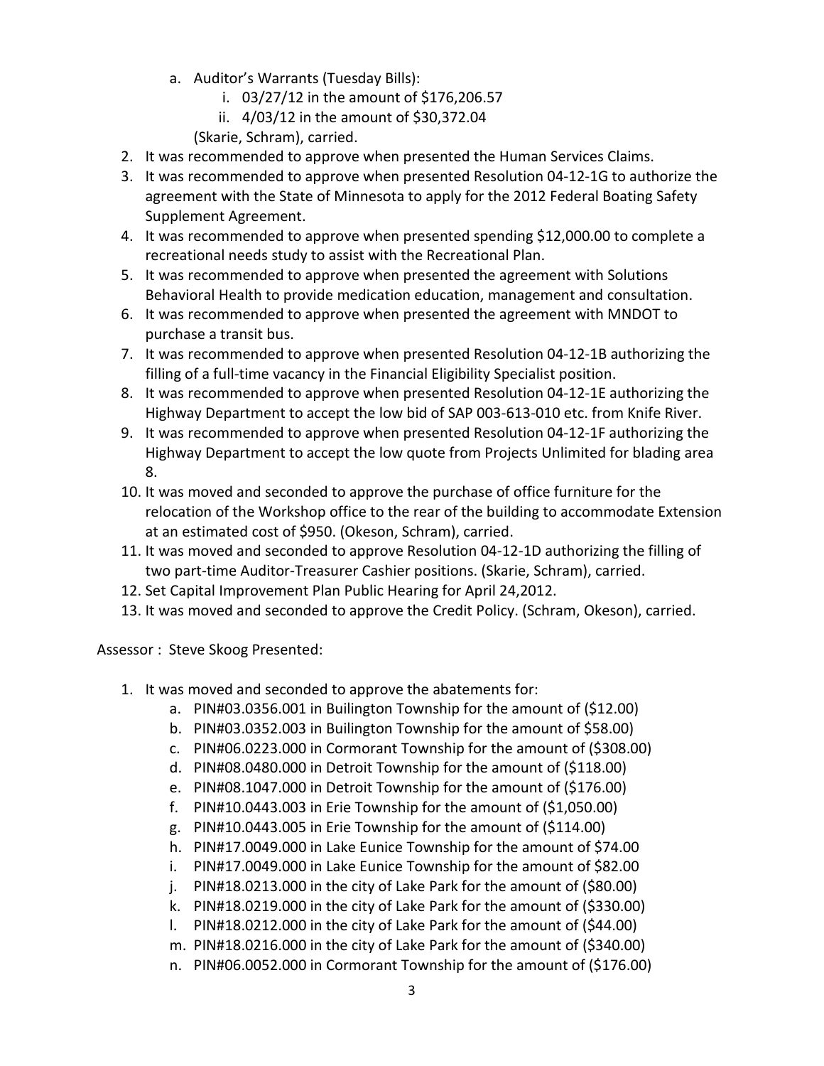a. Auditor's Warrants (Tuesday Bills):
      i. 03/27/12 in the amount of $176,206.57
      ii. 4/03/12 in the amount of $30,372.04

      (Skarie, Schram), carried.
2. It was recommended to approve when presented the Human Services Claims.
3. It was recommended to approve when presented Resolution 04-12-1G to authorize the agreement with the State of Minnesota to apply for the 2012 Federal Boating Safety Supplement Agreement.
4. It was recommended to approve when presented spending $12,000.00 to complete a recreational needs study to assist with the Recreational Plan.
5. It was recommended to approve when presented the agreement with Solutions Behavioral Health to provide medication education, management and consultation.
6. It was recommended to approve when presented the agreement with MNDOT to purchase a transit bus.
7. It was recommended to approve when presented Resolution 04-12-1B authorizing the filling of a full-time vacancy in the Financial Eligibility Specialist position.
8. It was recommended to approve when presented Resolution 04-12-1E authorizing the Highway Department to accept the low bid of SAP 003-613-010 etc. from Knife River.
9. It was recommended to approve when presented Resolution 04-12-1F authorizing the Highway Department to accept the low quote from Projects Unlimited for blading area 8.
10. It was moved and seconded to approve the purchase of office furniture for the relocation of the Workshop office to the rear of the building to accommodate Extension at an estimated cost of $950. (Okeson, Schram), carried.
11. It was moved and seconded to approve Resolution 04-12-1D authorizing the filling of two part-time Auditor-Treasurer Cashier positions. (Skarie, Schram), carried.
12. Set Capital Improvement Plan Public Hearing for April 24,2012.
13. It was moved and seconded to approve the Credit Policy. (Schram, Okeson), carried.

Assessor : Steve Skoog Presented:

1. It was moved and seconded to approve the abatements for:
   a. PIN#03.0356.001 in Builington Township for the amount of ($12.00)
   b. PIN#03.0352.003 in Builington Township for the amount of $58.00)
   c. PIN#06.0223.000 in Cormorant Township for the amount of ($308.00)
   d. PIN#08.0480.000 in Detroit Township for the amount of ($118.00)
   e. PIN#08.1047.000 in Detroit Township for the amount of ($176.00)
   f. PIN#10.0443.003 in Erie Township for the amount of ($1,050.00)
   g. PIN#10.0443.005 in Erie Township for the amount of ($114.00)
   h. PIN#17.0049.000 in Lake Eunice Township for the amount of $74.00
   i. PIN#17.0049.000 in Lake Eunice Township for the amount of $82.00
   j. PIN#18.0213.000 in the city of Lake Park for the amount of ($80.00)
   k. PIN#18.0219.000 in the city of Lake Park for the amount of ($330.00)
   l. PIN#18.0212.000 in the city of Lake Park for the amount of ($44.00)
   m. PIN#18.0216.000 in the city of Lake Park for the amount of ($340.00)
   n. PIN#06.0052.000 in Cormorant Township for the amount of ($176.00)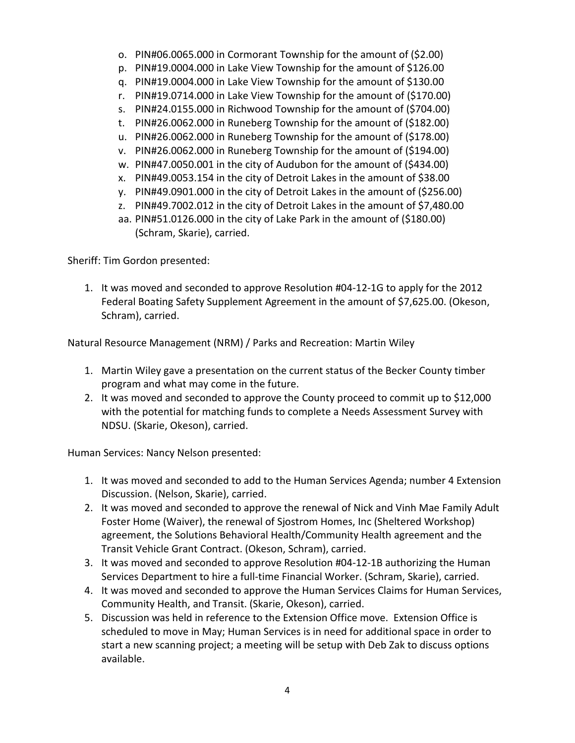o. PIN#06.0065.000 in Cormorant Township for the amount of ($2.00)
p. PIN#19.0004.000 in Lake View Township for the amount of $126.00
q. PIN#19.0004.000 in Lake View Township for the amount of $130.00
r. PIN#19.0714.000 in Lake View Township for the amount of ($170.00)
s. PIN#24.0155.000 in Richwood Township for the amount of ($704.00)
t. PIN#26.0062.000 in Runeberg Township for the amount of ($182.00)
u. PIN#26.0062.000 in Runeberg Township for the amount of ($178.00)
v. PIN#26.0062.000 in Runeberg Township for the amount of ($194.00)
w. PIN#47.0050.001 in the city of Audubon for the amount of ($434.00)
x. PIN#49.0053.154 in the city of Detroit Lakes in the amount of $38.00
y. PIN#49.0901.000 in the city of Detroit Lakes in the amount of ($256.00)
z. PIN#49.7002.012 in the city of Detroit Lakes in the amount of $7,480.00
aa. PIN#51.0126.000 in the city of Lake Park in the amount of ($180.00) (Schram, Skarie), carried.

Sheriff: Tim Gordon presented:

1. It was moved and seconded to approve Resolution #04-12-1G to apply for the 2012 Federal Boating Safety Supplement Agreement in the amount of $7,625.00. (Okeson, Schram), carried.

Natural Resource Management (NRM) / Parks and Recreation: Martin Wiley

1. Martin Wiley gave a presentation on the current status of the Becker County timber program and what may come in the future.
2. It was moved and seconded to approve the County proceed to commit up to $12,000 with the potential for matching funds to complete a Needs Assessment Survey with NDSU. (Skarie, Okeson), carried.

Human Services: Nancy Nelson presented:

1. It was moved and seconded to add to the Human Services Agenda; number 4 Extension Discussion. (Nelson, Skarie), carried.
2. It was moved and seconded to approve the renewal of Nick and Vinh Mae Family Adult Foster Home (Waiver), the renewal of Sjostrom Homes, Inc (Sheltered Workshop) agreement, the Solutions Behavioral Health/Community Health agreement and the Transit Vehicle Grant Contract. (Okeson, Schram), carried.
3. It was moved and seconded to approve Resolution #04-12-1B authorizing the Human Services Department to hire a full-time Financial Worker. (Schram, Skarie), carried.
4. It was moved and seconded to approve the Human Services Claims for Human Services, Community Health, and Transit. (Skarie, Okeson), carried.
5. Discussion was held in reference to the Extension Office move. Extension Office is scheduled to move in May; Human Services is in need for additional space in order to start a new scanning project; a meeting will be setup with Deb Zak to discuss options available.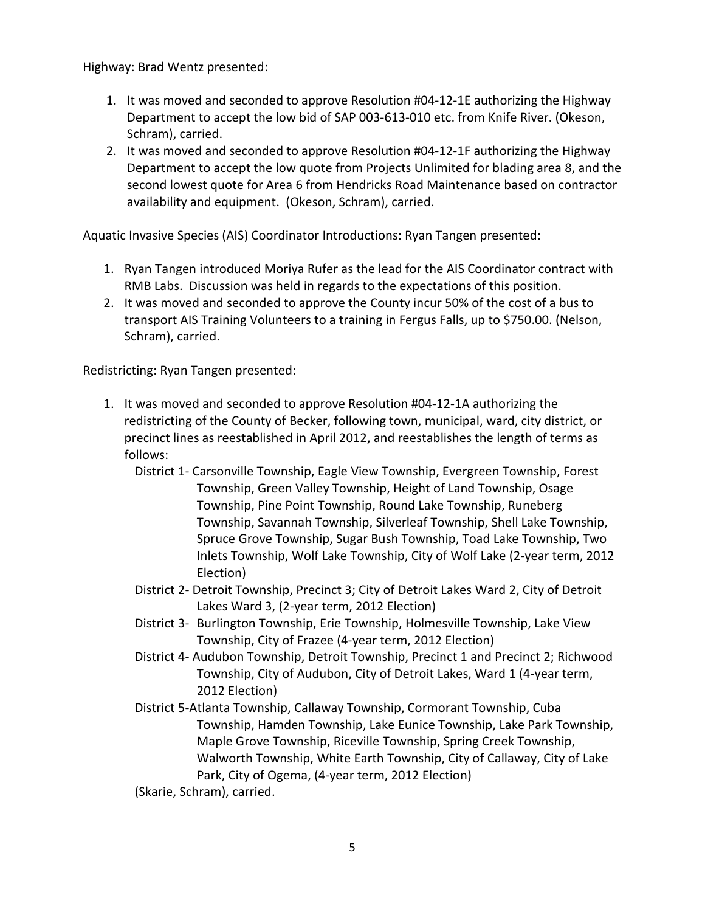Highway: Brad Wentz presented:

1. It was moved and seconded to approve Resolution #04-12-1E authorizing the Highway Department to accept the low bid of SAP 003-613-010 etc. from Knife River. (Okeson, Schram), carried.
2. It was moved and seconded to approve Resolution #04-12-1F authorizing the Highway Department to accept the low quote from Projects Unlimited for blading area 8, and the second lowest quote for Area 6 from Hendricks Road Maintenance based on contractor availability and equipment. (Okeson, Schram), carried.

Aquatic Invasive Species (AIS) Coordinator Introductions: Ryan Tangen presented:

1. Ryan Tangen introduced Moriya Rufer as the lead for the AIS Coordinator contract with RMB Labs. Discussion was held in regards to the expectations of this position.
2. It was moved and seconded to approve the County incur 50% of the cost of a bus to transport AIS Training Volunteers to a training in Fergus Falls, up to $750.00. (Nelson, Schram), carried.

Redistricting: Ryan Tangen presented:

1. It was moved and seconded to approve Resolution #04-12-1A authorizing the redistricting of the County of Becker, following town, municipal, ward, city district, or precinct lines as reestablished in April 2012, and reestablishes the length of terms as follows:

   District 1- Carsonville Township, Eagle View Township, Evergreen Township, Forest Township, Green Valley Township, Height of Land Township, Osage Township, Pine Point Township, Round Lake Township, Runeberg Township, Savannah Township, Silverleaf Township, Shell Lake Township, Spruce Grove Township, Sugar Bush Township, Toad Lake Township, Two Inlets Township, Wolf Lake Township, City of Wolf Lake (2-year term, 2012 Election)

   District 2- Detroit Township, Precinct 3; City of Detroit Lakes Ward 2, City of Detroit Lakes Ward 3, (2-year term, 2012 Election)

   District 3- Burlington Township, Erie Township, Holmesville Township, Lake View Township, City of Frazee (4-year term, 2012 Election)

   District 4- Audubon Township, Detroit Township, Precinct 1 and Precinct 2; Richwood Township, City of Audubon, City of Detroit Lakes, Ward 1 (4-year term, 2012 Election)

   District 5-Atlanta Township, Callaway Township, Cormorant Township, Cuba Township, Hamden Township, Lake Eunice Township, Lake Park Township, Maple Grove Township, Riceville Township, Spring Creek Township, Walworth Township, White Earth Township, City of Callaway, City of Lake Park, City of Ogema, (4-year term, 2012 Election)

   (Skarie, Schram), carried.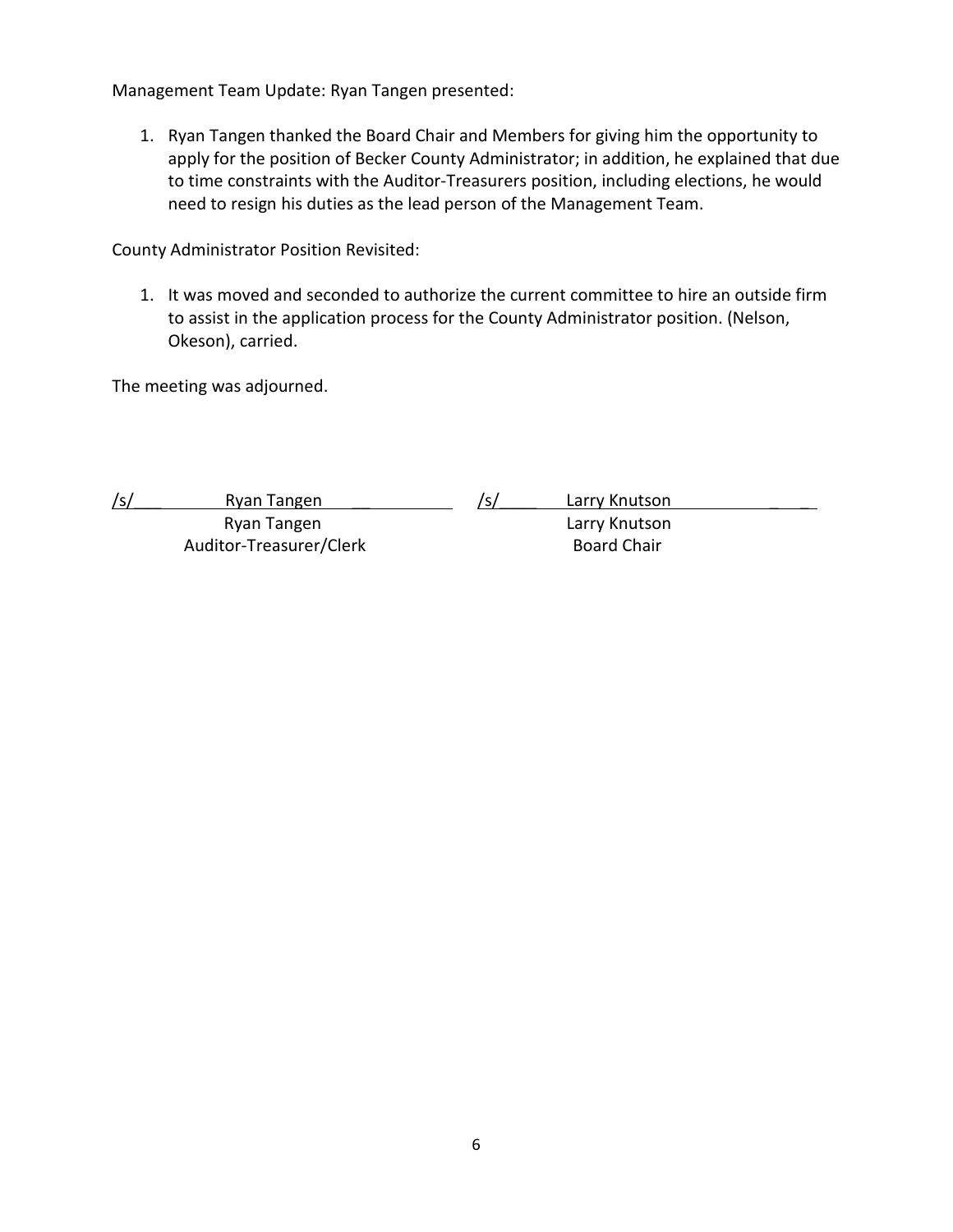Management Team Update: Ryan Tangen presented:

1. Ryan Tangen thanked the Board Chair and Members for giving him the opportunity to apply for the position of Becker County Administrator; in addition, he explained that due to time constraints with the Auditor-Treasurers position, including elections, he would need to resign his duties as the lead person of the Management Team.

County Administrator Position Revisited:

1. It was moved and seconded to authorize the current committee to hire an outside firm to assist in the application process for the County Administrator position. (Nelson, Okeson), carried.

The meeting was adjourned.

| | |
|---|---|
| /s/ Ryan Tangen | /s/ Larry Knutson |
| Ryan Tangen | Larry Knutson |
| Auditor-Treasurer/Clerk | Board Chair |